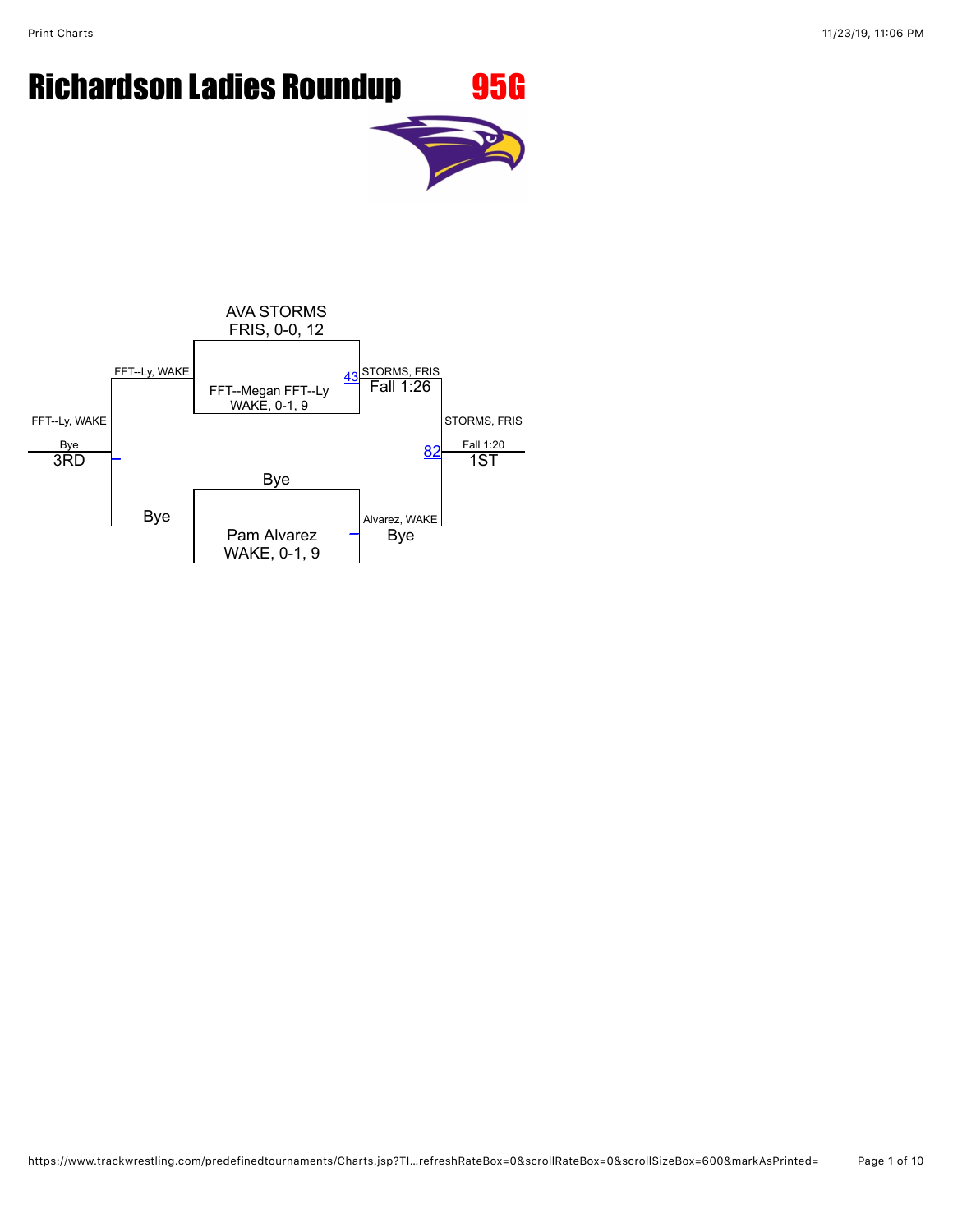# Richardson Ladies Roundup 95G

AVA STORMS
FRIS, 0-0, 12

FFT--Ly, WAKE

43 STORMS, FRIS
Fall 1:26

FFT--Megan FFT--Ly
WAKE, 0-1, 9

FFT--Ly, WAKE

STORMS, FRIS

Bye
3RD

82

Fall 1:20
1ST

Bye

Bye

Alvarez, WAKE
Bye

Pam Alvarez
WAKE, 0-1, 9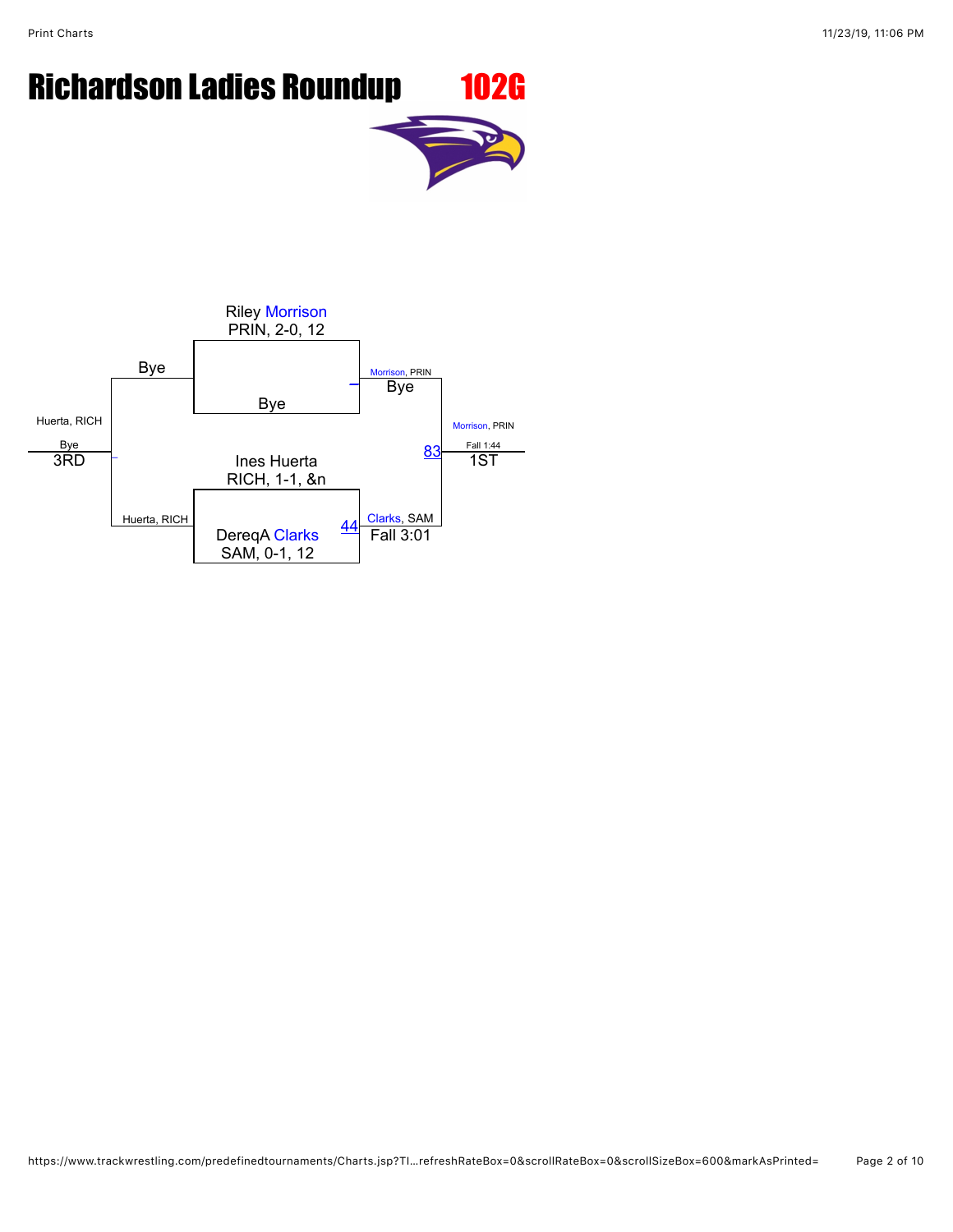# Richardson Ladies Roundup 102G

Riley Morrison
PRIN, 2-0, 12

Bye

Morrison, PRIN
Bye

Ines Huerta
RICH, 1-1, &n

DereqA Clarks
SAM, 0-1, 12

44

Clarks, SAM
Fall 3:01

83

Morrison, PRIN
Fall 1:44
1ST

Bye

Huerta, RICH

Huerta, RICH
Bye
3RD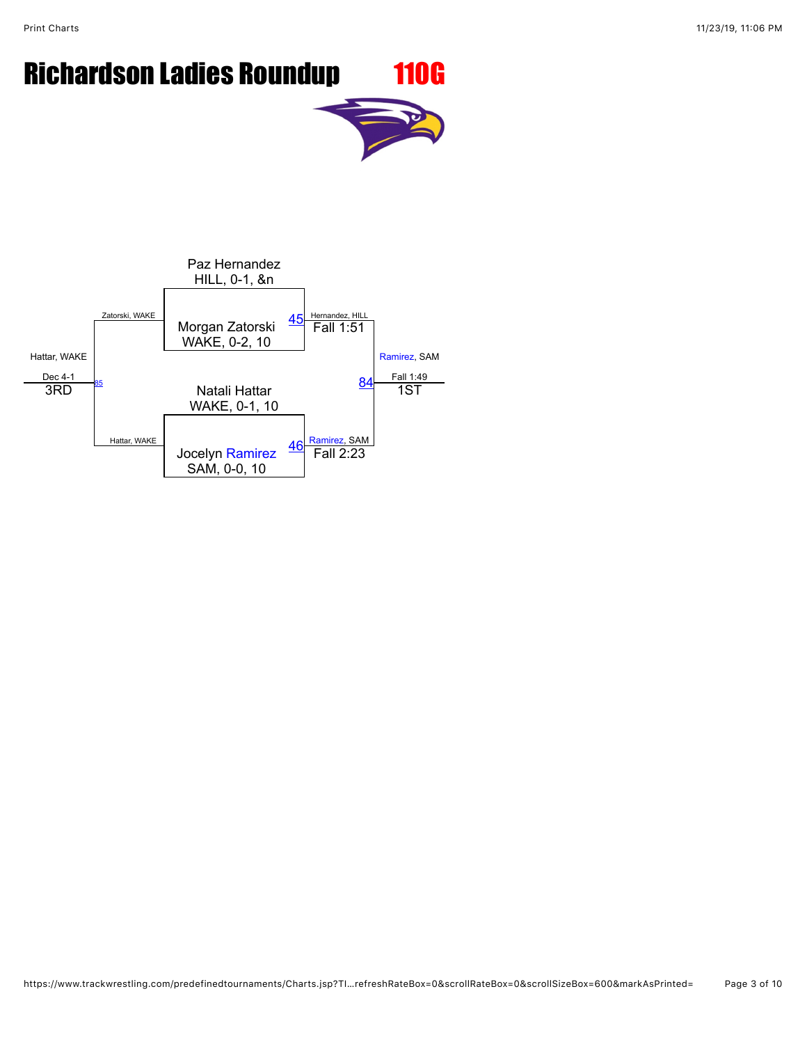# Richardson Ladies Roundup 110G

Paz Hernandez
HILL, 0-1, &n

Morgan Zatorski
WAKE, 0-2, 10

45 — Hernandez, HILL — Fall 1:51

Natali Hattar
WAKE, 0-1, 10

Jocelyn Ramirez
SAM, 0-0, 10

46 — Ramirez, SAM — Fall 2:23

84 — Ramirez, SAM — Fall 1:49 — 1ST

Zatorski, WAKE

Hattar, WAKE

85 — Hattar, WAKE — Dec 4-1 — 3RD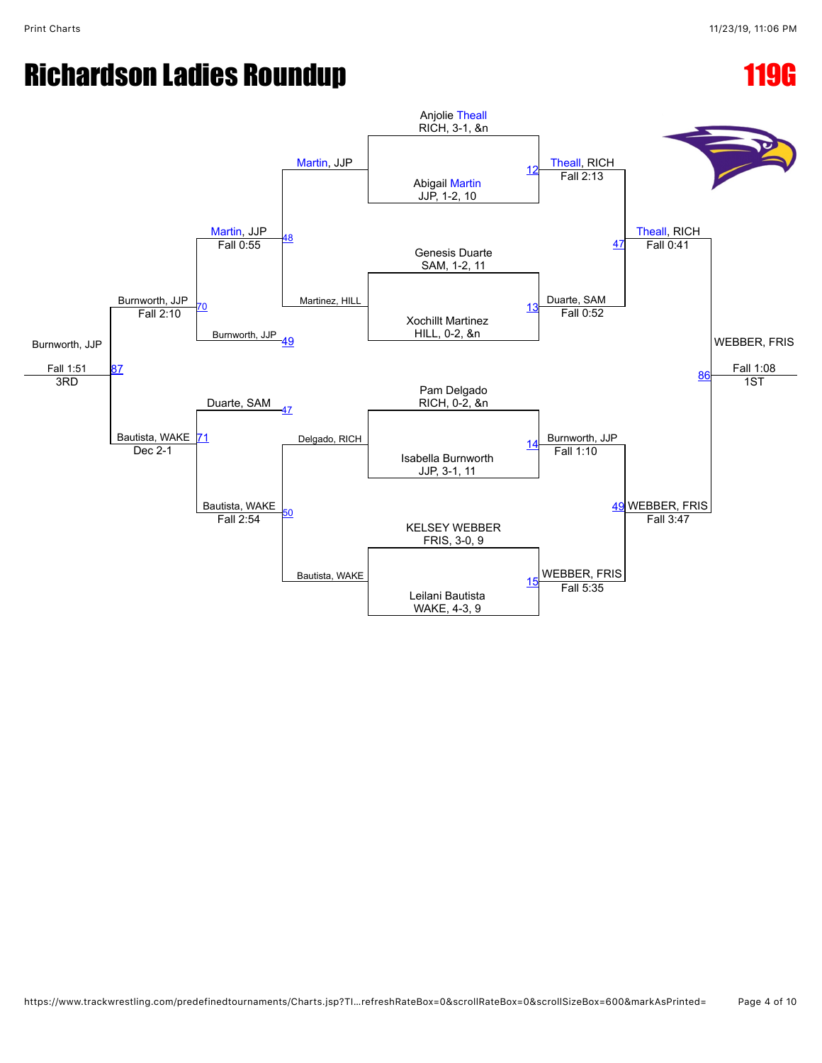# Richardson Ladies Roundup

## 119G

### Championship Bracket

**First Round**

- Match 12: Anjolie Theall, RICH, 3-1, &n vs. Abigail Martin, JJP, 1-2, 10 — Theall, RICH, Fall 2:13
- Match 13: Genesis Duarte, SAM, 1-2, 11 vs. Xochillt Martinez, HILL, 0-2, &n — Duarte, SAM, Fall 0:52
- Match 14: Pam Delgado, RICH, 0-2, &n vs. Isabella Burnworth, JJP, 3-1, 11 — Burnworth, JJP, Fall 1:10
- Match 15: KELSEY WEBBER, FRIS, 3-0, 9 vs. Leilani Bautista, WAKE, 4-3, 9 — WEBBER, FRIS, Fall 5:35

**Semifinals**

- Match 47: Theall, RICH vs. Duarte, SAM — Theall, RICH, Fall 0:41
- Match 49: Burnworth, JJP vs. WEBBER, FRIS — WEBBER, FRIS, Fall 3:47

**Final**

- Match 86: Theall, RICH vs. WEBBER, FRIS — WEBBER, FRIS, Fall 1:08 — 1ST

### Consolation Bracket

**First Round**

- Match 48: Martin, JJP vs. Martinez, HILL — Martin, JJP, Fall 0:55
- Match 50: Delgado, RICH vs. Bautista, WAKE — Bautista, WAKE, Fall 2:54

**Second Round**

- Match 70: Martin, JJP vs. Burnworth, JJP (49) — Burnworth, JJP, Fall 2:10
- Match 71: Duarte, SAM (47) vs. Bautista, WAKE — Bautista, WAKE, Dec 2-1

**Third Place**

- Match 87: Burnworth, JJP vs. Bautista, WAKE — Burnworth, JJP, Fall 1:51 — 3RD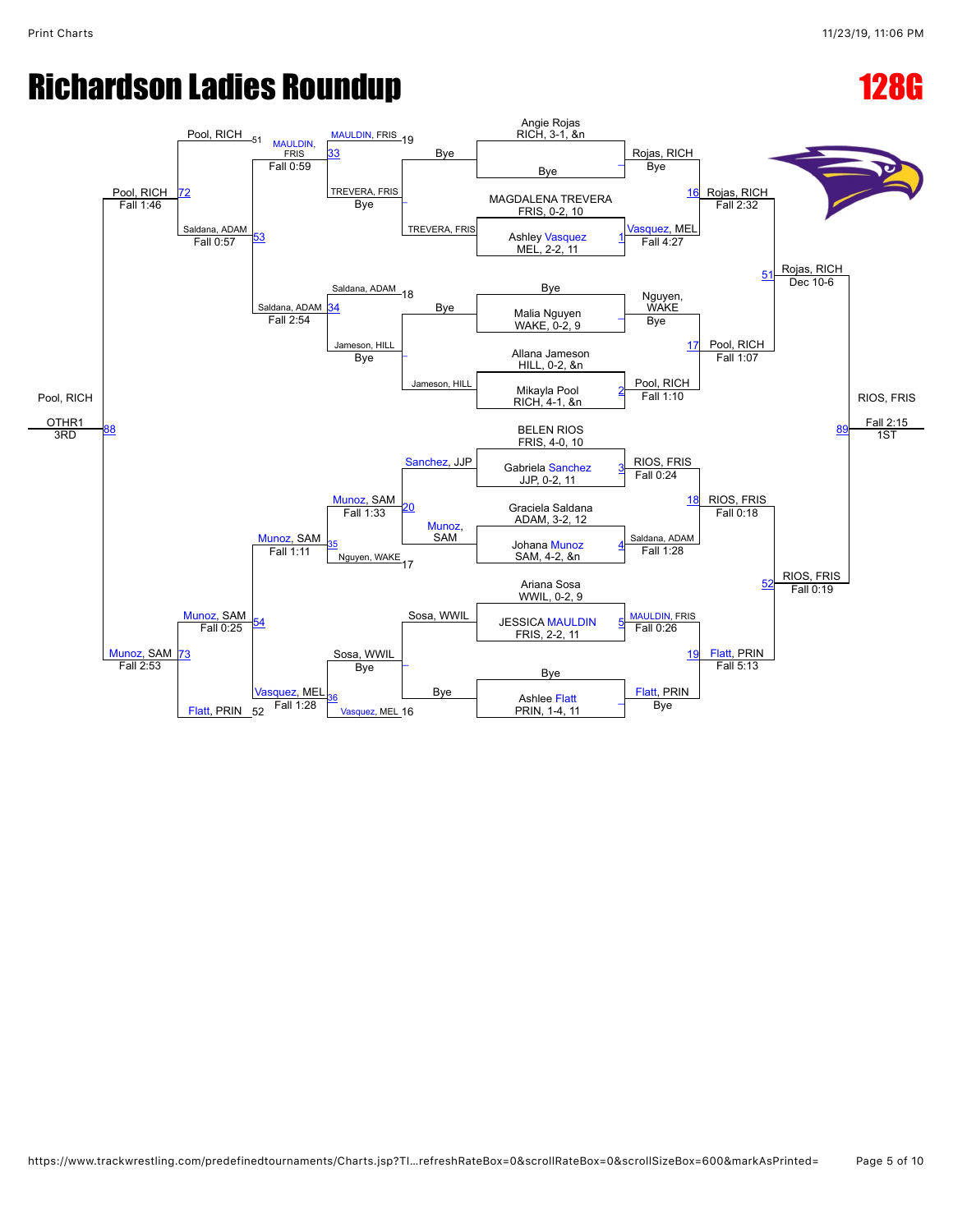# Richardson Ladies Roundup

## 128G

### Championship Bracket

**Round 1 / Seeding**

- Angie Rojas, RICH, 3-1, &n — Bye
- MAGDALENA TREVERA, FRIS, 0-2, 10 vs Ashley Vasquez, MEL, 2-2, 11
- Bye — Malia Nguyen, WAKE, 0-2, 9
- Allana Jameson, HILL, 0-2, &n vs Mikayla Pool, RICH, 4-1, &n
- BELEN RIOS, FRIS, 4-0, 10 vs Gabriela Sanchez, JJP, 0-2, 11
- Graciela Saldana, ADAM, 3-2, 12 vs Johana Munoz, SAM, 4-2, &n
- Ariana Sosa, WWIL, 0-2, 9 vs JESSICA MAULDIN, FRIS, 2-2, 11
- Bye — Ashlee Flatt, PRIN, 1-4, 11

**Championship Round 1**

- Rojas, RICH — Bye
- 1: Vasquez, MEL — Fall 4:27
- Nguyen, WAKE — Bye
- 2: Pool, RICH — Fall 1:10
- 3: RIOS, FRIS — Fall 0:24
- 4: Saldana, ADAM — Fall 1:28
- 5: MAULDIN, FRIS — Fall 0:26
- Flatt, PRIN — Bye

**Quarterfinals**

- 16: Rojas, RICH — Fall 2:32
- 17: Pool, RICH — Fall 1:07
- 18: RIOS, FRIS — Fall 0:18
- 19: Flatt, PRIN — Fall 5:13

**Semifinals**

- 51: Rojas, RICH — Dec 10-6
- 52: RIOS, FRIS — Fall 0:19

**Final**

- 89: RIOS, FRIS — Fall 2:15 — 1ST

### Consolation Bracket

**Consolation Round 1**

- TREVERA, FRIS — Bye
- Jameson, HILL — Bye
- Munoz, SAM (over Sanchez, JJP)
- Sosa, WWIL — Bye

**Consolation Round 2**

- MAULDIN, FRIS (19) vs TREVERA, FRIS — 33: MAULDIN, FRIS — Fall 0:59
- Saldana, ADAM (18) vs Jameson, HILL — 34: Saldana, ADAM — Fall 2:54
- 20: Munoz, SAM — Fall 1:33; Nguyen, WAKE (17) — 35: Munoz, SAM — Fall 1:11
- Sosa, WWIL — Bye; Vasquez, MEL (16) — 36: Vasquez, MEL — Fall 1:28

**Consolation Semifinals**

- Pool, RICH (51) vs MAULDIN, FRIS — 53: Saldana, ADAM — Fall 0:57
- 54: Munoz, SAM — Fall 0:25; Flatt, PRIN (52)

**Consolation Finals**

- 72: Pool, RICH — Fall 1:46
- 73: Munoz, SAM — Fall 2:53

**3rd Place**

- 88: Pool, RICH — OTHR1 — 3RD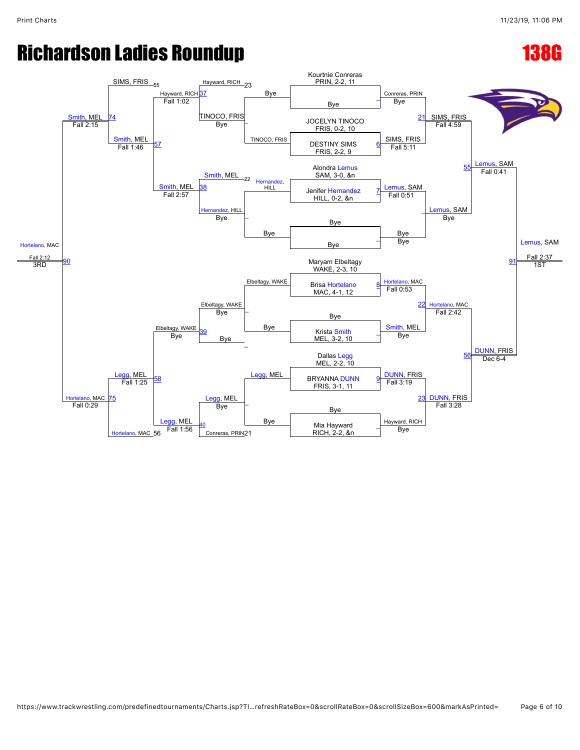# Richardson Ladies Roundup

## 138G

### Championship Bracket

**First Round / Quarterfinals**

- Kourtnie Conreras, PRIN, 2-2, 11 — Bye → Conreras, PRIN (Bye)
- JOCELYN TINOCO, FRIS, 0-2, 10 vs. DESTINY SIMS, FRIS, 2-2, 9 (Match 6) → SIMS, FRIS (Fall 5:11)
- Alondra Lemus, SAM, 3-0, &n vs. Jenifer Hernandez, HILL, 0-2, &n (Match 7) → Lemus, SAM (Fall 0:51)
- Bye — Bye → Bye
- Maryam Elbeltagy, WAKE, 2-3, 10 vs. Brisa Hortelano, MAC, 4-1, 12 (Match 8) → Hortelano, MAC (Fall 0:53)
- Bye — Krista Smith, MEL, 3-2, 10 → Smith, MEL (Bye)
- Dallas Legg, MEL, 2-2, 10 vs. BRYANNA DUNN, FRIS, 3-1, 11 (Match 9) → DUNN, FRIS (Fall 3:19)
- Bye — Mia Hayward, RICH, 2-2, &n → Hayward, RICH (Bye)

**Semifinals**

- Match 21: SIMS, FRIS def. Conreras, PRIN — Fall 4:59
- Lemus, SAM — Bye
- Match 22: Hortelano, MAC def. Smith, MEL — Fall 2:42
- Match 23: DUNN, FRIS def. Hayward, RICH — Fall 3:28

**Finals**

- Match 55: Lemus, SAM def. SIMS, FRIS — Fall 0:41
- Match 56: DUNN, FRIS def. Hortelano, MAC — Dec 6-4
- Match 91: **Lemus, SAM — 1ST** — Fall 2:37

### Consolation Bracket

- Conreras, PRIN (loser of 21) / Hayward, RICH (loser of 23); TINOCO, FRIS — Bye; Hernandez, HILL — Bye; Smith, MEL (loser of 22); Elbeltagy, WAKE — Bye; Legg, MEL — Bye
- Match 37: Hayward, RICH def. TINOCO, FRIS — Fall 1:02
- Match 38: Smith, MEL def. Hernandez, HILL — Fall 2:57
- Match 39: Elbeltagy, WAKE — Bye
- Match 40: Legg, MEL def. Conreras, PRIN — Fall 1:56
- Match 57: Smith, MEL def. Hayward, RICH — Fall 1:46
- Match 58: Legg, MEL def. Elbeltagy, WAKE — Fall 1:25
- Match 74: Smith, MEL def. SIMS, FRIS — Fall 2:15
- Match 75: Hortelano, MAC def. Legg, MEL — Fall 0:29
- Match 90: **Hortelano, MAC — 3RD** — Fall 2:12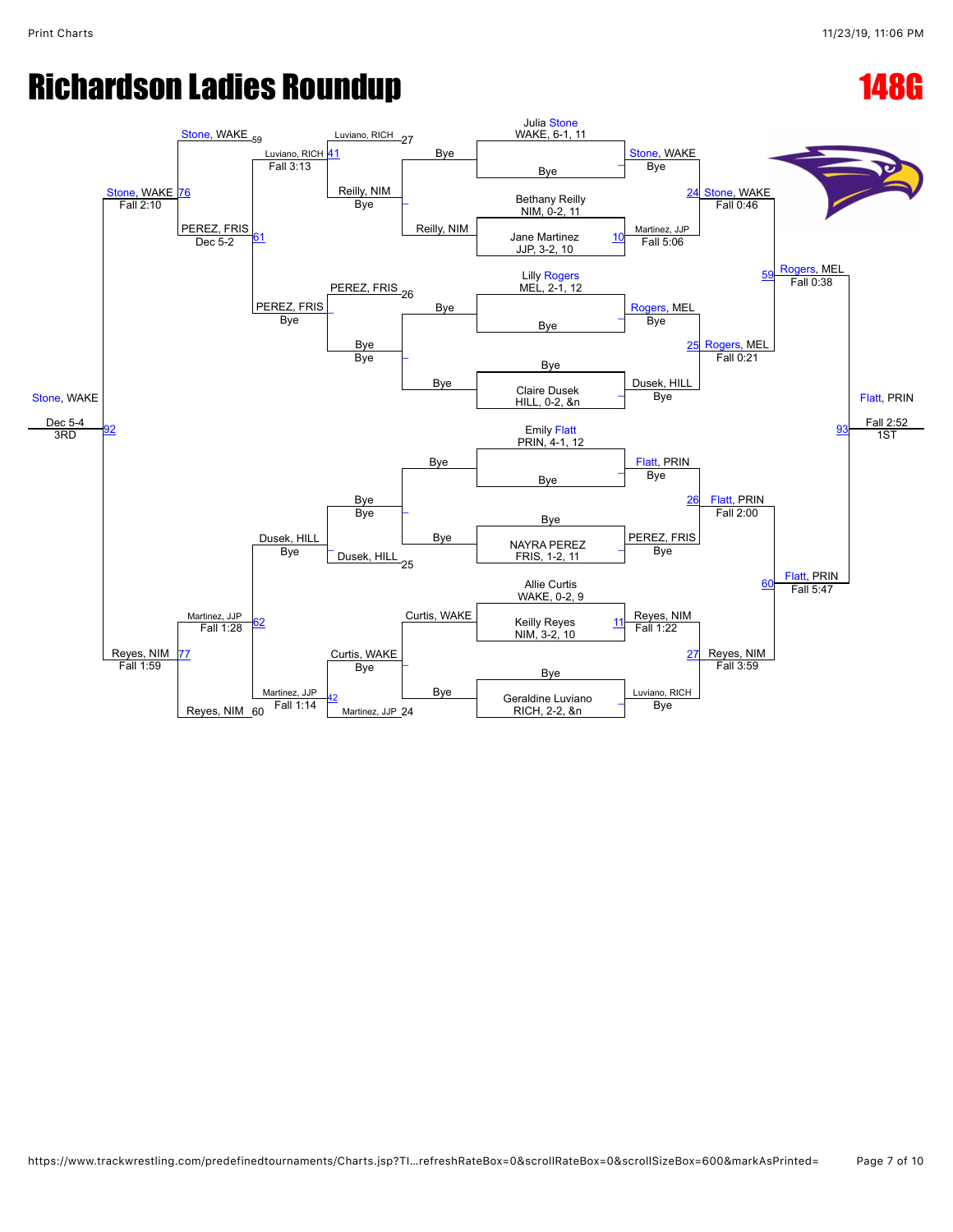# Richardson Ladies Roundup

## 148G

### Championship Bracket

**Seeds / Entries**

- Julia Stone, WAKE, 6-1, 11
- Bye
- Bethany Reilly, NIM, 0-2, 11
- Jane Martinez, JJP, 3-2, 10
- Lilly Rogers, MEL, 2-1, 12
- Bye
- Bye
- Claire Dusek, HILL, 0-2, &n
- Emily Flatt, PRIN, 4-1, 12
- Bye
- Bye
- NAYRA PEREZ, FRIS, 1-2, 11
- Allie Curtis, WAKE, 0-2, 9
- Keilly Reyes, NIM, 3-2, 10
- Bye
- Geraldine Luviano, RICH, 2-2, &n

**Round 1**

- Stone, WAKE – Bye
- 10: Martinez, JJP – Fall 5:06
- Rogers, MEL – Bye
- Dusek, HILL – Bye
- Flatt, PRIN – Bye
- PEREZ, FRIS – Bye
- 11: Reyes, NIM – Fall 1:22
- Luviano, RICH – Bye

**Quarterfinals**

- 24: Stone, WAKE – Fall 0:46
- 25: Rogers, MEL – Fall 0:21
- 26: Flatt, PRIN – Fall 2:00
- 27: Reyes, NIM – Fall 3:59

**Semifinals**

- 59: Rogers, MEL – Fall 0:38
- 60: Flatt, PRIN – Fall 5:47

**Final (1ST)**

- 93: Flatt, PRIN – Fall 2:52 – 1ST

### Consolation Bracket

**Round 1**

- Reilly, NIM – Bye (vs. Bye)
- Bye – Bye (vs. Bye)
- Bye – Bye (vs. Bye)
- Curtis, WAKE – Bye (vs. Bye)

**Round 2**

- Reilly, NIM – Bye (vs. Luviano, RICH 27)
- Bye – Bye (vs. PEREZ, FRIS 26)
- Dusek, HILL (25) – Bye
- Curtis, WAKE – Bye (vs. Martinez, JJP 24)

**Round 3**

- 41: Luviano, RICH – Fall 3:13
- PEREZ, FRIS – Bye
- Dusek, HILL – Bye
- 42: Martinez, JJP – Fall 1:14

**Consolation Semifinals**

- Stone, WAKE (59) vs. 61: PEREZ, FRIS – Dec 5-2
- 62: Martinez, JJP – Fall 1:28 vs. Reyes, NIM (60)

**Consolation Finals**

- 76: Stone, WAKE – Fall 2:10
- 77: Reyes, NIM – Fall 1:59

**3rd Place**

- 92: Stone, WAKE – Dec 5-4 – 3RD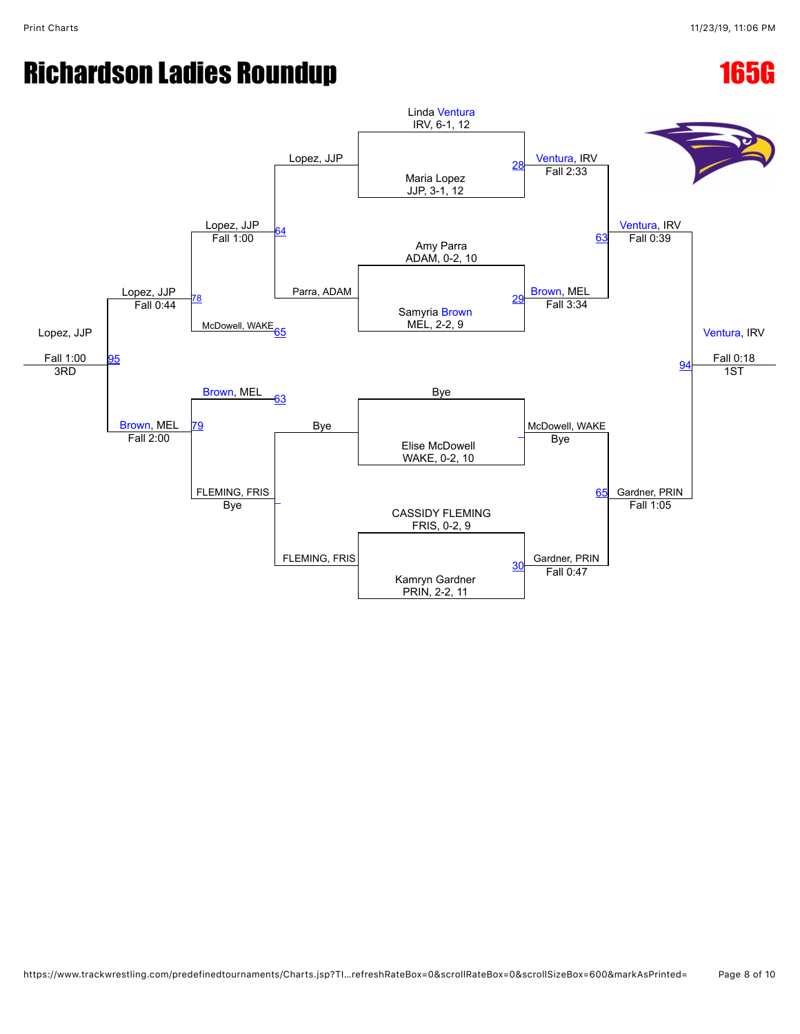# Richardson Ladies Roundup

## 165G

### Championship Bracket

**Round 1**

- Linda Ventura (IRV, 6-1, 12) vs. Maria Lopez (JJP, 3-1, 12) — Match 28: Ventura, IRV — Fall 2:33
- Amy Parra (ADAM, 0-2, 10) vs. Samyria Brown (MEL, 2-2, 9) — Match 29: Brown, MEL — Fall 3:34
- Bye vs. Elise McDowell (WAKE, 0-2, 10) — McDowell, WAKE — Bye
- CASSIDY FLEMING (FRIS, 0-2, 9) vs. Kamryn Gardner (PRIN, 2-2, 11) — Match 30: Gardner, PRIN — Fall 0:47

**Semifinals**

- Ventura, IRV vs. Brown, MEL — Match 63: Ventura, IRV — Fall 0:39
- McDowell, WAKE vs. Gardner, PRIN — Match 65: Gardner, PRIN — Fall 1:05

**Final**

- Ventura, IRV vs. Gardner, PRIN — Match 94: Ventura, IRV — Fall 0:18 — 1ST

### Consolation Bracket

**Consolation Round 1**

- Lopez, JJP vs. Parra, ADAM — Match 64: Lopez, JJP — Fall 1:00
- Bye vs. FLEMING, FRIS — FLEMING, FRIS — Bye

**Consolation Round 2**

- Lopez, JJP vs. McDowell, WAKE (65) — Match 78: Lopez, JJP — Fall 0:44
- Brown, MEL (63) vs. FLEMING, FRIS — Match 79: Brown, MEL — Fall 2:00

**3rd Place**

- Lopez, JJP vs. Brown, MEL — Match 95: Lopez, JJP — Fall 1:00 — 3RD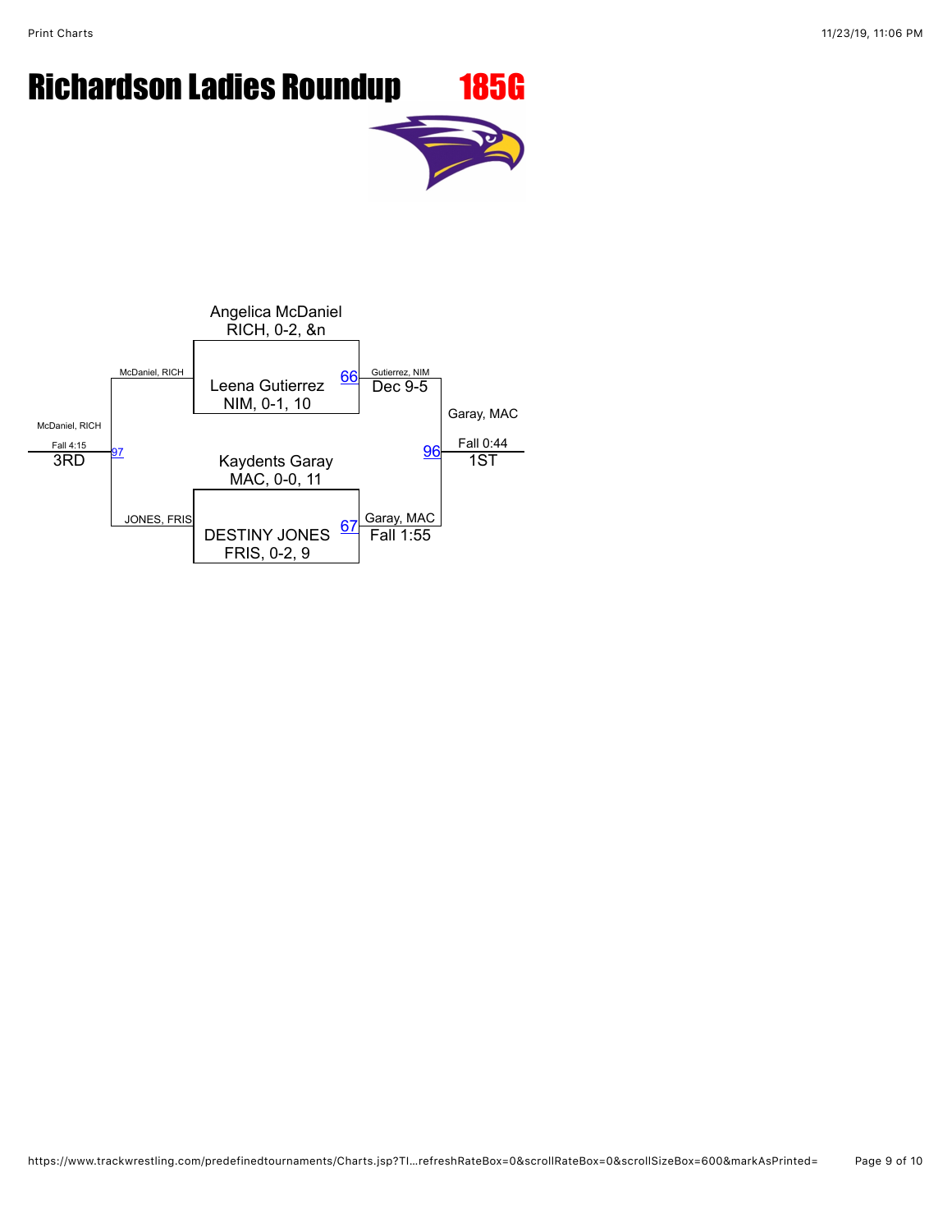# Richardson Ladies Roundup 185G

Angelica McDaniel
RICH, 0-2, &n

McDaniel, RICH

Leena Gutierrez
NIM, 0-1, 10

66

Gutierrez, NIM
Dec 9-5

Garay, MAC

McDaniel, RICH

Fall 4:15
3RD

97

96

Fall 0:44
1ST

Kaydents Garay
MAC, 0-0, 11

JONES, FRIS

DESTINY JONES
FRIS, 0-2, 9

67

Garay, MAC
Fall 1:55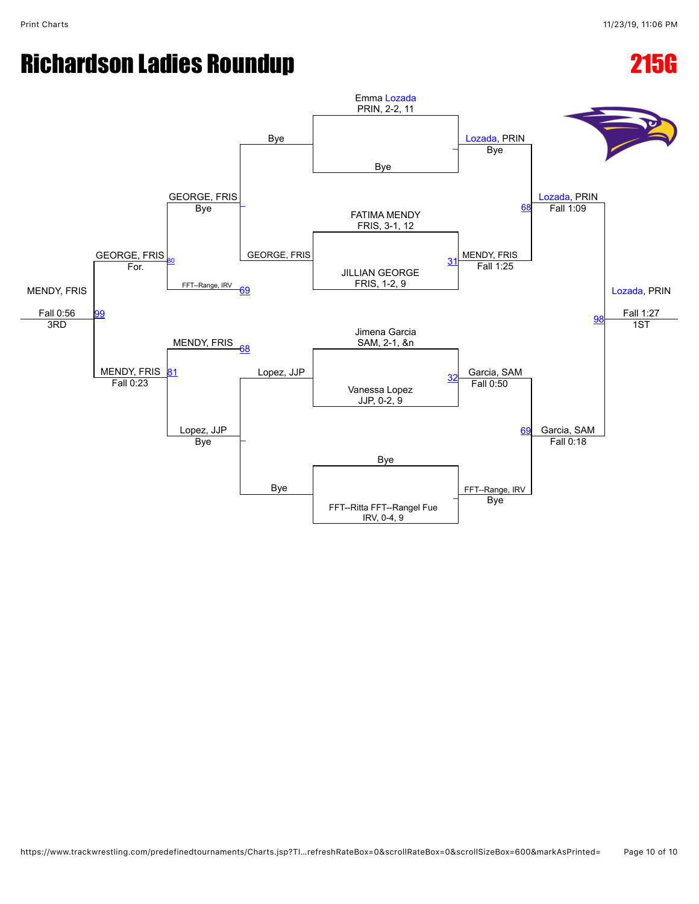# Richardson Ladies Roundup

# 215G

Emma Lozada
PRIN, 2-2, 11

Bye

Lozada, PRIN
Bye

FATIMA MENDY
FRIS, 3-1, 12

JILLIAN GEORGE
FRIS, 1-2, 9

31

MENDY, FRIS
Fall 1:25

68

Lozada, PRIN
Fall 1:09

Jimena Garcia
SAM, 2-1, &n

Vanessa Lopez
JJP, 0-2, 9

32

Garcia, SAM
Fall 0:50

Bye

FFT--Ritta FFT--Rangel Fue
IRV, 0-4, 9

FFT--Range, IRV
Bye

69

Garcia, SAM
Fall 0:18

98

Lozada, PRIN
Fall 1:27
1ST

Bye

GEORGE, FRIS

GEORGE, FRIS
Bye

FFT--Range, IRV

69

80

GEORGE, FRIS
For.

Lopez, JJP

Bye

Lopez, JJP
Bye

MENDY, FRIS

68

81

MENDY, FRIS
Fall 0:23

99

MENDY, FRIS
Fall 0:56
3RD